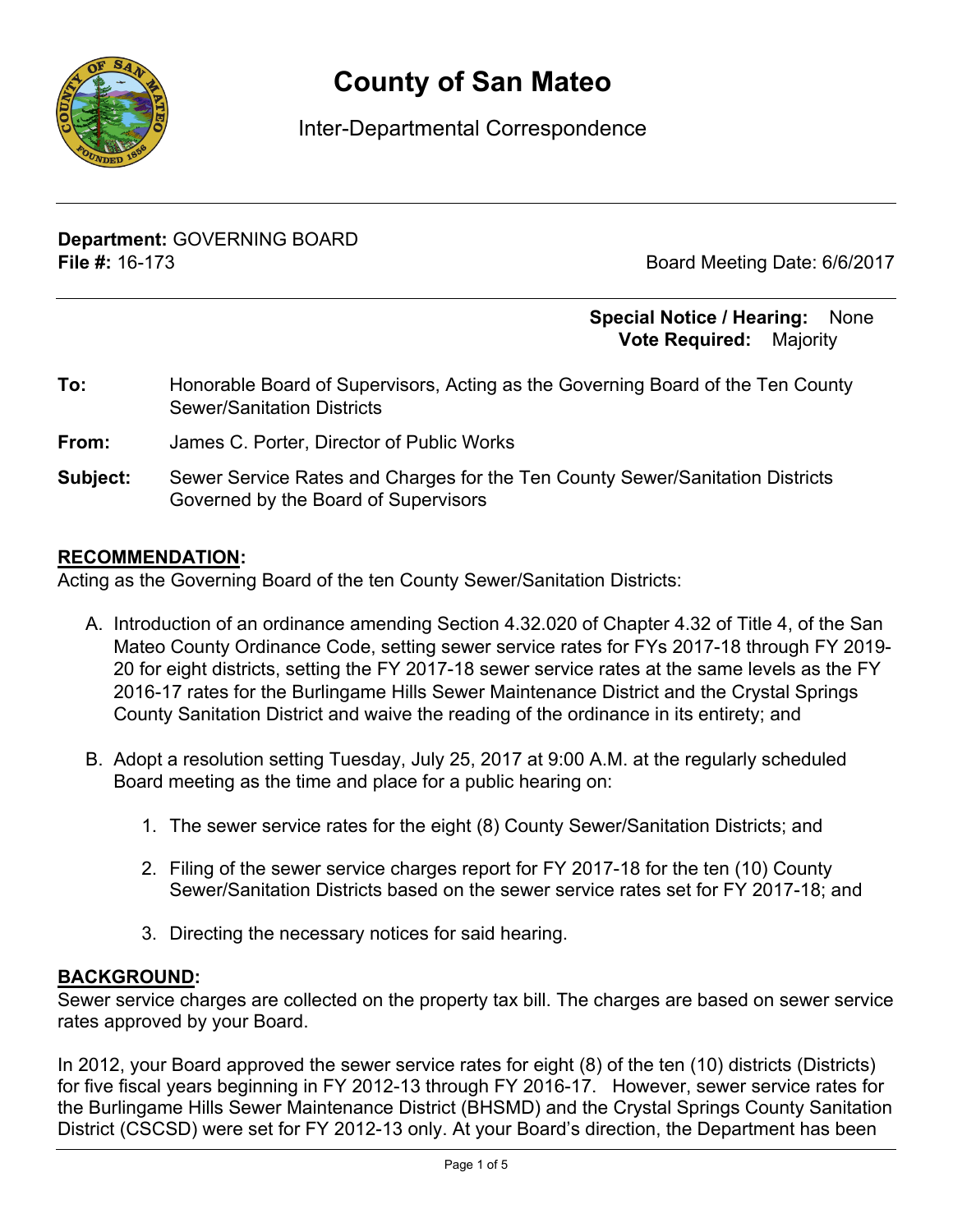# County of San Mateo

Inter-Departmental Correspondence

**Department:** GOVERNING BOARD
**File #:** 16-173

Board Meeting Date: 6/6/2017

**Special Notice / Hearing:** None
**Vote Required:** Majority

**To:** Honorable Board of Supervisors, Acting as the Governing Board of the Ten County Sewer/Sanitation Districts

**From:** James C. Porter, Director of Public Works

**Subject:** Sewer Service Rates and Charges for the Ten County Sewer/Sanitation Districts Governed by the Board of Supervisors

## RECOMMENDATION:

Acting as the Governing Board of the ten County Sewer/Sanitation Districts:

A. Introduction of an ordinance amending Section 4.32.020 of Chapter 4.32 of Title 4, of the San Mateo County Ordinance Code, setting sewer service rates for FYs 2017-18 through FY 2019-20 for eight districts, setting the FY 2017-18 sewer service rates at the same levels as the FY 2016-17 rates for the Burlingame Hills Sewer Maintenance District and the Crystal Springs County Sanitation District and waive the reading of the ordinance in its entirety; and

B. Adopt a resolution setting Tuesday, July 25, 2017 at 9:00 A.M. at the regularly scheduled Board meeting as the time and place for a public hearing on:

   1. The sewer service rates for the eight (8) County Sewer/Sanitation Districts; and

   2. Filing of the sewer service charges report for FY 2017-18 for the ten (10) County Sewer/Sanitation Districts based on the sewer service rates set for FY 2017-18; and

   3. Directing the necessary notices for said hearing.

## BACKGROUND:

Sewer service charges are collected on the property tax bill. The charges are based on sewer service rates approved by your Board.

In 2012, your Board approved the sewer service rates for eight (8) of the ten (10) districts (Districts) for five fiscal years beginning in FY 2012-13 through FY 2016-17. However, sewer service rates for the Burlingame Hills Sewer Maintenance District (BHSMD) and the Crystal Springs County Sanitation District (CSCSD) were set for FY 2012-13 only. At your Board's direction, the Department has been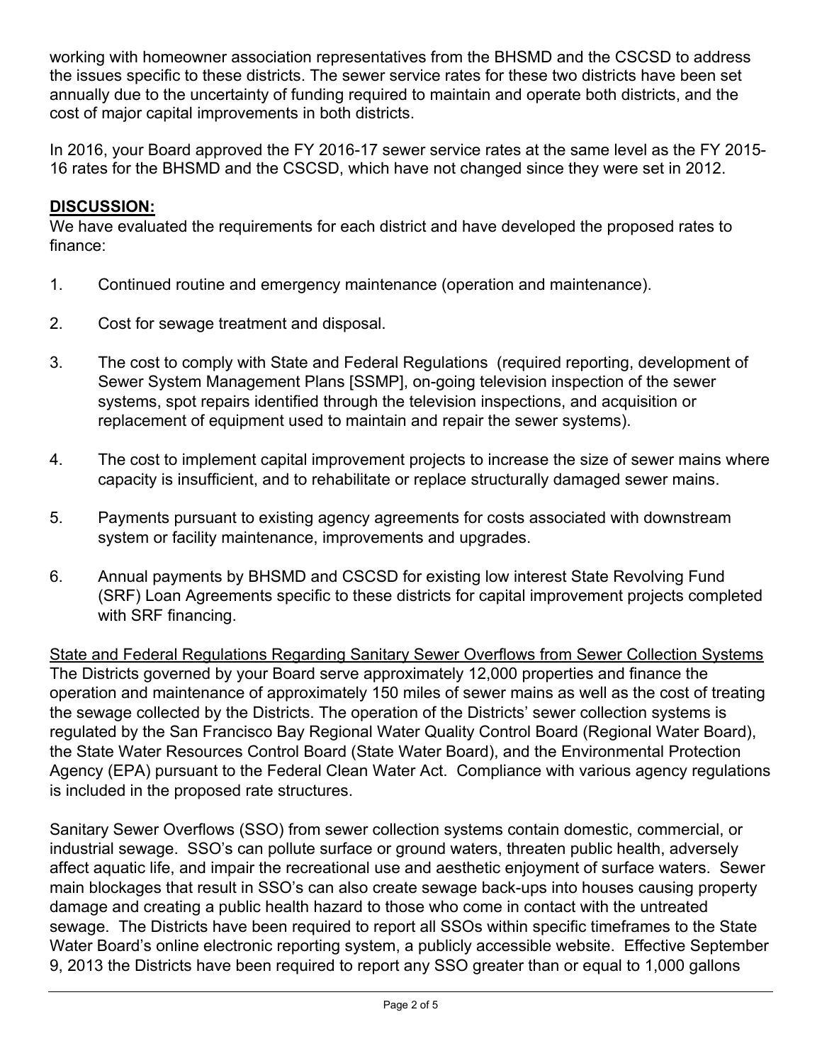working with homeowner association representatives from the BHSMD and the CSCSD to address the issues specific to these districts. The sewer service rates for these two districts have been set annually due to the uncertainty of funding required to maintain and operate both districts, and the cost of major capital improvements in both districts.

In 2016, your Board approved the FY 2016-17 sewer service rates at the same level as the FY 2015-16 rates for the BHSMD and the CSCSD, which have not changed since they were set in 2012.

**DISCUSSION:**

We have evaluated the requirements for each district and have developed the proposed rates to finance:

1. Continued routine and emergency maintenance (operation and maintenance).
2. Cost for sewage treatment and disposal.
3. The cost to comply with State and Federal Regulations (required reporting, development of Sewer System Management Plans [SSMP], on-going television inspection of the sewer systems, spot repairs identified through the television inspections, and acquisition or replacement of equipment used to maintain and repair the sewer systems).
4. The cost to implement capital improvement projects to increase the size of sewer mains where capacity is insufficient, and to rehabilitate or replace structurally damaged sewer mains.
5. Payments pursuant to existing agency agreements for costs associated with downstream system or facility maintenance, improvements and upgrades.
6. Annual payments by BHSMD and CSCSD for existing low interest State Revolving Fund (SRF) Loan Agreements specific to these districts for capital improvement projects completed with SRF financing.

State and Federal Regulations Regarding Sanitary Sewer Overflows from Sewer Collection Systems

The Districts governed by your Board serve approximately 12,000 properties and finance the operation and maintenance of approximately 150 miles of sewer mains as well as the cost of treating the sewage collected by the Districts. The operation of the Districts' sewer collection systems is regulated by the San Francisco Bay Regional Water Quality Control Board (Regional Water Board), the State Water Resources Control Board (State Water Board), and the Environmental Protection Agency (EPA) pursuant to the Federal Clean Water Act. Compliance with various agency regulations is included in the proposed rate structures.

Sanitary Sewer Overflows (SSO) from sewer collection systems contain domestic, commercial, or industrial sewage. SSO's can pollute surface or ground waters, threaten public health, adversely affect aquatic life, and impair the recreational use and aesthetic enjoyment of surface waters. Sewer main blockages that result in SSO's can also create sewage back-ups into houses causing property damage and creating a public health hazard to those who come in contact with the untreated sewage. The Districts have been required to report all SSOs within specific timeframes to the State Water Board's online electronic reporting system, a publicly accessible website. Effective September 9, 2013 the Districts have been required to report any SSO greater than or equal to 1,000 gallons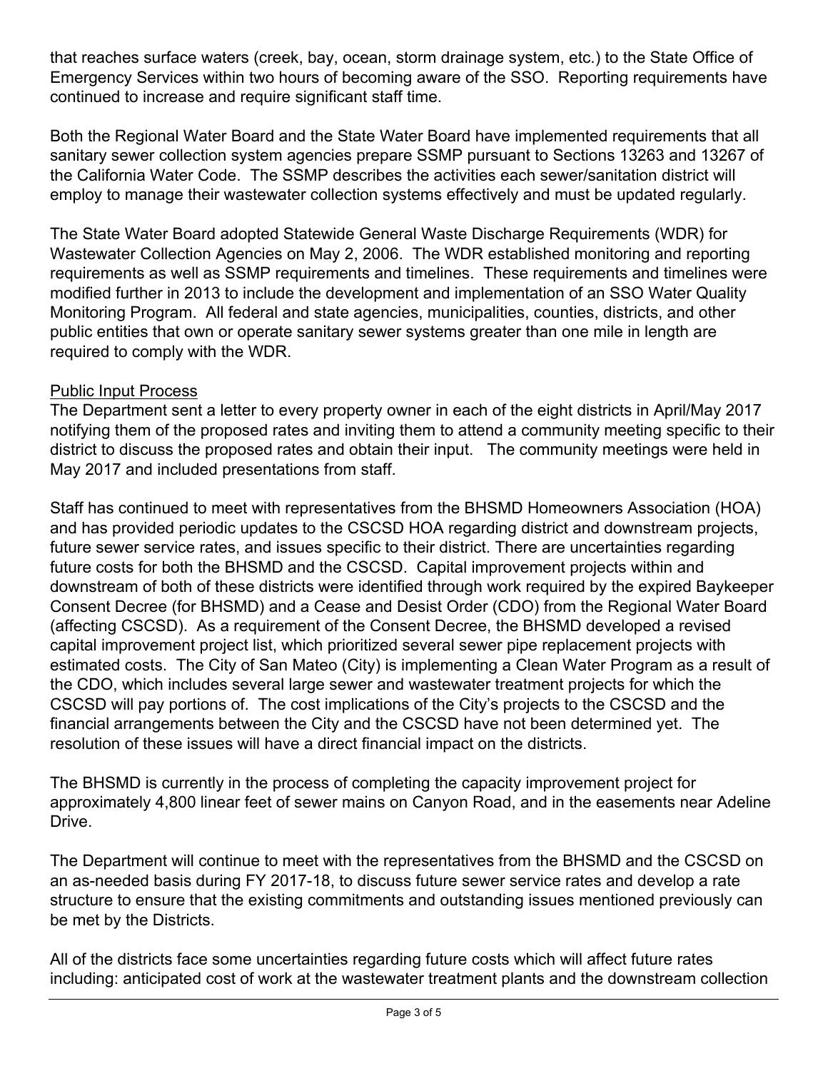that reaches surface waters (creek, bay, ocean, storm drainage system, etc.) to the State Office of Emergency Services within two hours of becoming aware of the SSO. Reporting requirements have continued to increase and require significant staff time.

Both the Regional Water Board and the State Water Board have implemented requirements that all sanitary sewer collection system agencies prepare SSMP pursuant to Sections 13263 and 13267 of the California Water Code. The SSMP describes the activities each sewer/sanitation district will employ to manage their wastewater collection systems effectively and must be updated regularly.

The State Water Board adopted Statewide General Waste Discharge Requirements (WDR) for Wastewater Collection Agencies on May 2, 2006. The WDR established monitoring and reporting requirements as well as SSMP requirements and timelines. These requirements and timelines were modified further in 2013 to include the development and implementation of an SSO Water Quality Monitoring Program. All federal and state agencies, municipalities, counties, districts, and other public entities that own or operate sanitary sewer systems greater than one mile in length are required to comply with the WDR.

<u>Public Input Process</u>

The Department sent a letter to every property owner in each of the eight districts in April/May 2017 notifying them of the proposed rates and inviting them to attend a community meeting specific to their district to discuss the proposed rates and obtain their input. The community meetings were held in May 2017 and included presentations from staff.

Staff has continued to meet with representatives from the BHSMD Homeowners Association (HOA) and has provided periodic updates to the CSCSD HOA regarding district and downstream projects, future sewer service rates, and issues specific to their district. There are uncertainties regarding future costs for both the BHSMD and the CSCSD. Capital improvement projects within and downstream of both of these districts were identified through work required by the expired Baykeeper Consent Decree (for BHSMD) and a Cease and Desist Order (CDO) from the Regional Water Board (affecting CSCSD). As a requirement of the Consent Decree, the BHSMD developed a revised capital improvement project list, which prioritized several sewer pipe replacement projects with estimated costs. The City of San Mateo (City) is implementing a Clean Water Program as a result of the CDO, which includes several large sewer and wastewater treatment projects for which the CSCSD will pay portions of. The cost implications of the City's projects to the CSCSD and the financial arrangements between the City and the CSCSD have not been determined yet. The resolution of these issues will have a direct financial impact on the districts.

The BHSMD is currently in the process of completing the capacity improvement project for approximately 4,800 linear feet of sewer mains on Canyon Road, and in the easements near Adeline Drive.

The Department will continue to meet with the representatives from the BHSMD and the CSCSD on an as-needed basis during FY 2017-18, to discuss future sewer service rates and develop a rate structure to ensure that the existing commitments and outstanding issues mentioned previously can be met by the Districts.

All of the districts face some uncertainties regarding future costs which will affect future rates including: anticipated cost of work at the wastewater treatment plants and the downstream collection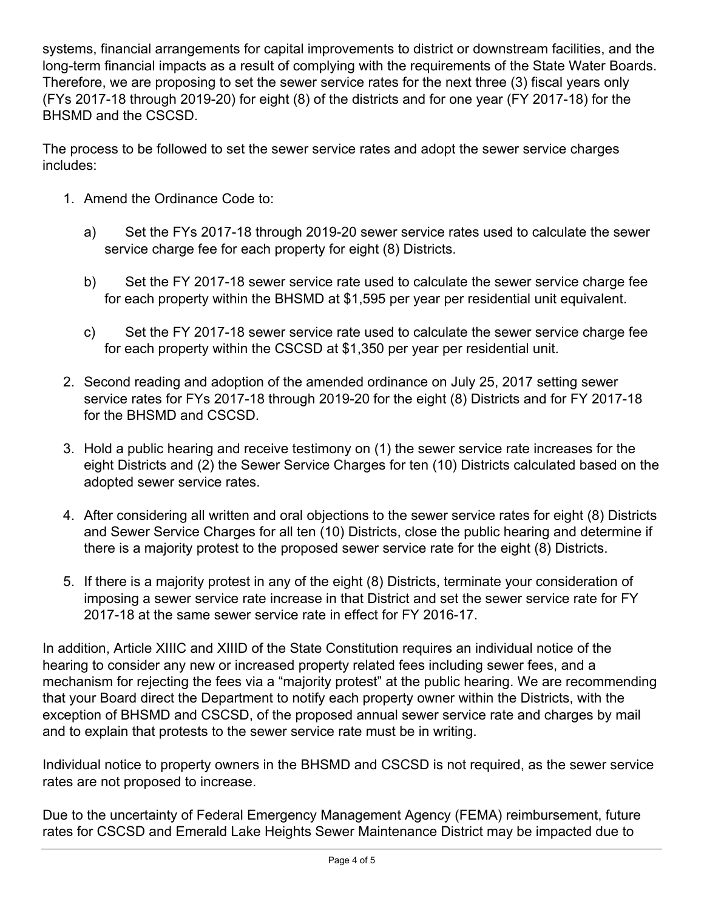systems, financial arrangements for capital improvements to district or downstream facilities, and the long-term financial impacts as a result of complying with the requirements of the State Water Boards. Therefore, we are proposing to set the sewer service rates for the next three (3) fiscal years only (FYs 2017-18 through 2019-20) for eight (8) of the districts and for one year (FY 2017-18) for the BHSMD and the CSCSD.

The process to be followed to set the sewer service rates and adopt the sewer service charges includes:

1. Amend the Ordinance Code to:

   a) Set the FYs 2017-18 through 2019-20 sewer service rates used to calculate the sewer service charge fee for each property for eight (8) Districts.

   b) Set the FY 2017-18 sewer service rate used to calculate the sewer service charge fee for each property within the BHSMD at $1,595 per year per residential unit equivalent.

   c) Set the FY 2017-18 sewer service rate used to calculate the sewer service charge fee for each property within the CSCSD at $1,350 per year per residential unit.

2. Second reading and adoption of the amended ordinance on July 25, 2017 setting sewer service rates for FYs 2017-18 through 2019-20 for the eight (8) Districts and for FY 2017-18 for the BHSMD and CSCSD.

3. Hold a public hearing and receive testimony on (1) the sewer service rate increases for the eight Districts and (2) the Sewer Service Charges for ten (10) Districts calculated based on the adopted sewer service rates.

4. After considering all written and oral objections to the sewer service rates for eight (8) Districts and Sewer Service Charges for all ten (10) Districts, close the public hearing and determine if there is a majority protest to the proposed sewer service rate for the eight (8) Districts.

5. If there is a majority protest in any of the eight (8) Districts, terminate your consideration of imposing a sewer service rate increase in that District and set the sewer service rate for FY 2017-18 at the same sewer service rate in effect for FY 2016-17.

In addition, Article XIIIC and XIIID of the State Constitution requires an individual notice of the hearing to consider any new or increased property related fees including sewer fees, and a mechanism for rejecting the fees via a "majority protest" at the public hearing. We are recommending that your Board direct the Department to notify each property owner within the Districts, with the exception of BHSMD and CSCSD, of the proposed annual sewer service rate and charges by mail and to explain that protests to the sewer service rate must be in writing.

Individual notice to property owners in the BHSMD and CSCSD is not required, as the sewer service rates are not proposed to increase.

Due to the uncertainty of Federal Emergency Management Agency (FEMA) reimbursement, future rates for CSCSD and Emerald Lake Heights Sewer Maintenance District may be impacted due to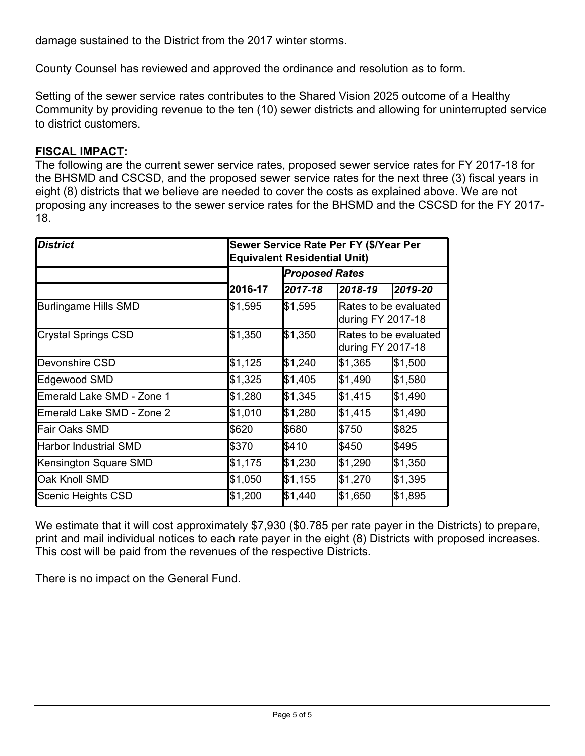damage sustained to the District from the 2017 winter storms.

County Counsel has reviewed and approved the ordinance and resolution as to form.

Setting of the sewer service rates contributes to the Shared Vision 2025 outcome of a Healthy Community by providing revenue to the ten (10) sewer districts and allowing for uninterrupted service to district customers.

**FISCAL IMPACT:**

The following are the current sewer service rates, proposed sewer service rates for FY 2017-18 for the BHSMD and CSCSD, and the proposed sewer service rates for the next three (3) fiscal years in eight (8) districts that we believe are needed to cover the costs as explained above. We are not proposing any increases to the sewer service rates for the BHSMD and the CSCSD for the FY 2017-18.

| ***District*** | **Sewer Service Rate Per FY ($/Year Per Equivalent Residential Unit)** | | | |
|---|---|---|---|---|
| | | ***Proposed Rates*** | | |
| | **2016-17** | ***2017-18*** | ***2018-19*** | ***2019-20*** |
| Burlingame Hills SMD | $1,595 | $1,595 | Rates to be evaluated during FY 2017-18 | |
| Crystal Springs CSD | $1,350 | $1,350 | Rates to be evaluated during FY 2017-18 | |
| Devonshire CSD | $1,125 | $1,240 | $1,365 | $1,500 |
| Edgewood SMD | $1,325 | $1,405 | $1,490 | $1,580 |
| Emerald Lake SMD - Zone 1 | $1,280 | $1,345 | $1,415 | $1,490 |
| Emerald Lake SMD - Zone 2 | $1,010 | $1,280 | $1,415 | $1,490 |
| Fair Oaks SMD | $620 | $680 | $750 | $825 |
| Harbor Industrial SMD | $370 | $410 | $450 | $495 |
| Kensington Square SMD | $1,175 | $1,230 | $1,290 | $1,350 |
| Oak Knoll SMD | $1,050 | $1,155 | $1,270 | $1,395 |
| Scenic Heights CSD | $1,200 | $1,440 | $1,650 | $1,895 |

We estimate that it will cost approximately $7,930 ($0.785 per rate payer in the Districts) to prepare, print and mail individual notices to each rate payer in the eight (8) Districts with proposed increases. This cost will be paid from the revenues of the respective Districts.

There is no impact on the General Fund.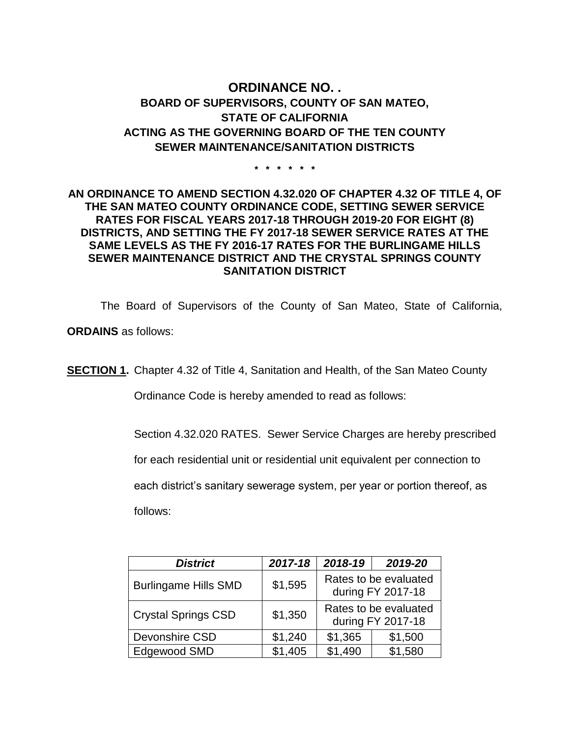# ORDINANCE NO. .

## BOARD OF SUPERVISORS, COUNTY OF SAN MATEO, STATE OF CALIFORNIA ACTING AS THE GOVERNING BOARD OF THE TEN COUNTY SEWER MAINTENANCE/SANITATION DISTRICTS

\* \* \* \* \* \*

**AN ORDINANCE TO AMEND SECTION 4.32.020 OF CHAPTER 4.32 OF TITLE 4, OF THE SAN MATEO COUNTY ORDINANCE CODE, SETTING SEWER SERVICE RATES FOR FISCAL YEARS 2017-18 THROUGH 2019-20 FOR EIGHT (8) DISTRICTS, AND SETTING THE FY 2017-18 SEWER SERVICE RATES AT THE SAME LEVELS AS THE FY 2016-17 RATES FOR THE BURLINGAME HILLS SEWER MAINTENANCE DISTRICT AND THE CRYSTAL SPRINGS COUNTY SANITATION DISTRICT**

The Board of Supervisors of the County of San Mateo, State of California, **ORDAINS** as follows:

**SECTION 1.** Chapter 4.32 of Title 4, Sanitation and Health, of the San Mateo County Ordinance Code is hereby amended to read as follows:

Section 4.32.020 RATES. Sewer Service Charges are hereby prescribed for each residential unit or residential unit equivalent per connection to each district's sanitary sewerage system, per year or portion thereof, as follows:

| *District* | *2017-18* | *2018-19* | *2019-20* |
|---|---|---|---|
| Burlingame Hills SMD | $1,595 | Rates to be evaluated during FY 2017-18 | |
| Crystal Springs CSD | $1,350 | Rates to be evaluated during FY 2017-18 | |
| Devonshire CSD | $1,240 | $1,365 | $1,500 |
| Edgewood SMD | $1,405 | $1,490 | $1,580 |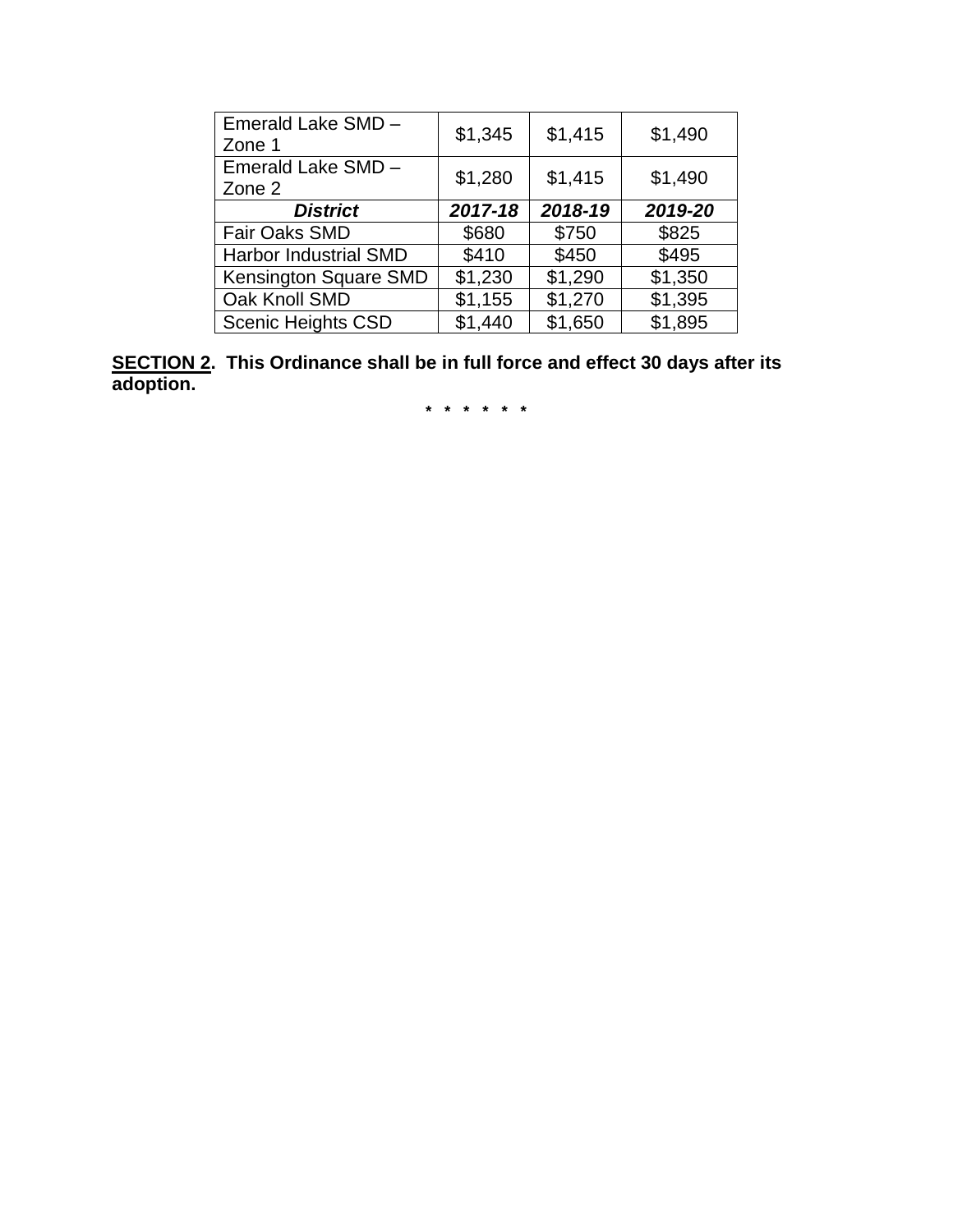| District | 2017-18 | 2018-19 | 2019-20 |
|---|---|---|---|
| Emerald Lake SMD – Zone 1 | $1,345 | $1,415 | $1,490 |
| Emerald Lake SMD – Zone 2 | $1,280 | $1,415 | $1,490 |
| Fair Oaks SMD | $680 | $750 | $825 |
| Harbor Industrial SMD | $410 | $450 | $495 |
| Kensington Square SMD | $1,230 | $1,290 | $1,350 |
| Oak Knoll SMD | $1,155 | $1,270 | $1,395 |
| Scenic Heights CSD | $1,440 | $1,650 | $1,895 |

**SECTION 2. This Ordinance shall be in full force and effect 30 days after its adoption.**

\* \* \* \* \* \*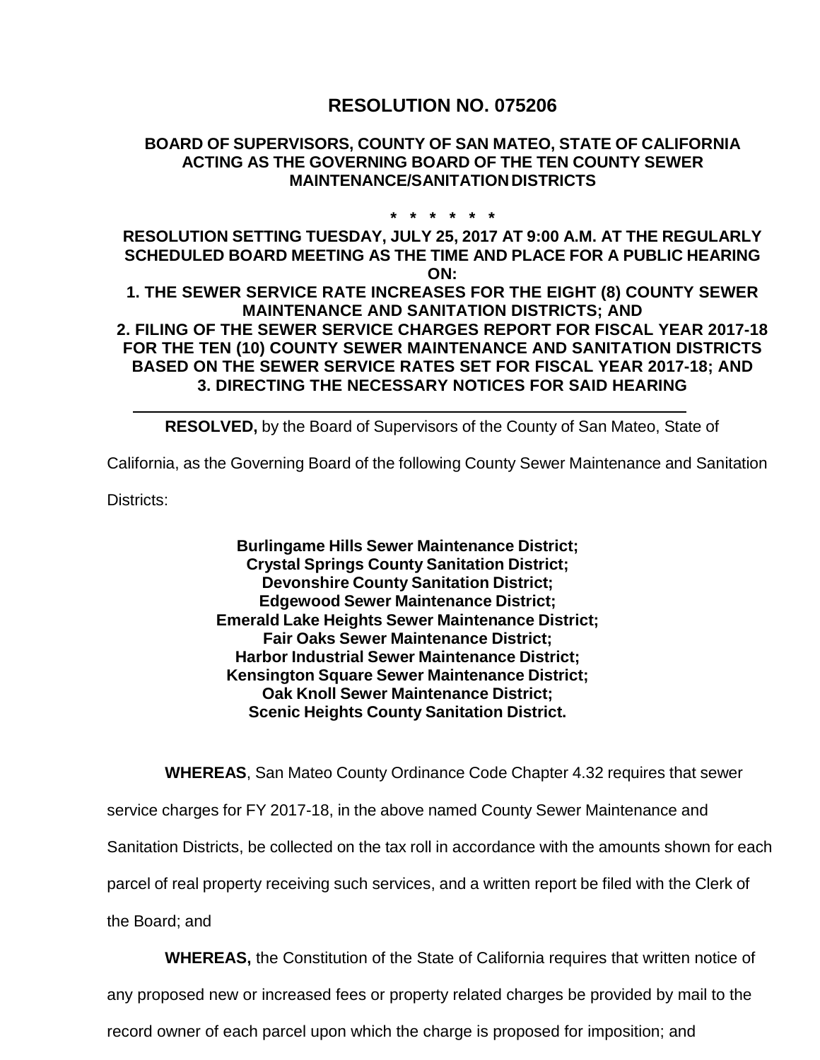# RESOLUTION NO. 075206

**BOARD OF SUPERVISORS, COUNTY OF SAN MATEO, STATE OF CALIFORNIA ACTING AS THE GOVERNING BOARD OF THE TEN COUNTY SEWER MAINTENANCE/SANITATION DISTRICTS**

\* \* \* \* \* \*

**RESOLUTION SETTING TUESDAY, JULY 25, 2017 AT 9:00 A.M. AT THE REGULARLY SCHEDULED BOARD MEETING AS THE TIME AND PLACE FOR A PUBLIC HEARING ON:**
**1. THE SEWER SERVICE RATE INCREASES FOR THE EIGHT (8) COUNTY SEWER MAINTENANCE AND SANITATION DISTRICTS; AND**
**2. FILING OF THE SEWER SERVICE CHARGES REPORT FOR FISCAL YEAR 2017-18 FOR THE TEN (10) COUNTY SEWER MAINTENANCE AND SANITATION DISTRICTS BASED ON THE SEWER SERVICE RATES SET FOR FISCAL YEAR 2017-18; AND**
**3. DIRECTING THE NECESSARY NOTICES FOR SAID HEARING**

---

**RESOLVED,** by the Board of Supervisors of the County of San Mateo, State of California, as the Governing Board of the following County Sewer Maintenance and Sanitation Districts:

**Burlingame Hills Sewer Maintenance District;**
**Crystal Springs County Sanitation District;**
**Devonshire County Sanitation District;**
**Edgewood Sewer Maintenance District;**
**Emerald Lake Heights Sewer Maintenance District;**
**Fair Oaks Sewer Maintenance District;**
**Harbor Industrial Sewer Maintenance District;**
**Kensington Square Sewer Maintenance District;**
**Oak Knoll Sewer Maintenance District;**
**Scenic Heights County Sanitation District.**

**WHEREAS**, San Mateo County Ordinance Code Chapter 4.32 requires that sewer service charges for FY 2017-18, in the above named County Sewer Maintenance and Sanitation Districts, be collected on the tax roll in accordance with the amounts shown for each parcel of real property receiving such services, and a written report be filed with the Clerk of the Board; and

**WHEREAS,** the Constitution of the State of California requires that written notice of any proposed new or increased fees or property related charges be provided by mail to the record owner of each parcel upon which the charge is proposed for imposition; and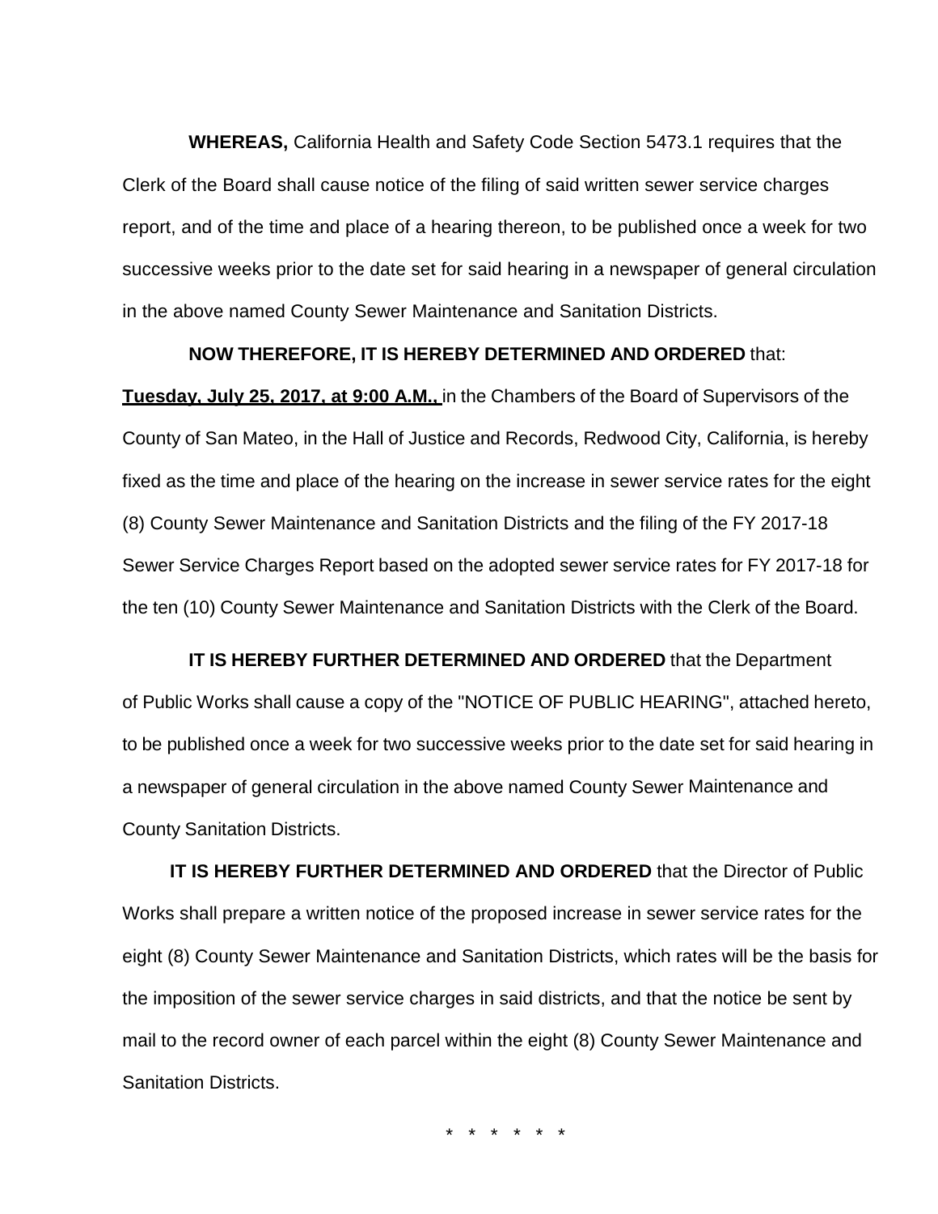**WHEREAS,** California Health and Safety Code Section 5473.1 requires that the Clerk of the Board shall cause notice of the filing of said written sewer service charges report, and of the time and place of a hearing thereon, to be published once a week for two successive weeks prior to the date set for said hearing in a newspaper of general circulation in the above named County Sewer Maintenance and Sanitation Districts.

**NOW THEREFORE, IT IS HEREBY DETERMINED AND ORDERED** that: **Tuesday, July 25, 2017, at 9:00 A.M.,** in the Chambers of the Board of Supervisors of the County of San Mateo, in the Hall of Justice and Records, Redwood City, California, is hereby fixed as the time and place of the hearing on the increase in sewer service rates for the eight (8) County Sewer Maintenance and Sanitation Districts and the filing of the FY 2017-18 Sewer Service Charges Report based on the adopted sewer service rates for FY 2017-18 for the ten (10) County Sewer Maintenance and Sanitation Districts with the Clerk of the Board.

**IT IS HEREBY FURTHER DETERMINED AND ORDERED** that the Department of Public Works shall cause a copy of the "NOTICE OF PUBLIC HEARING", attached hereto, to be published once a week for two successive weeks prior to the date set for said hearing in a newspaper of general circulation in the above named County Sewer Maintenance and County Sanitation Districts.

**IT IS HEREBY FURTHER DETERMINED AND ORDERED** that the Director of Public Works shall prepare a written notice of the proposed increase in sewer service rates for the eight (8) County Sewer Maintenance and Sanitation Districts, which rates will be the basis for the imposition of the sewer service charges in said districts, and that the notice be sent by mail to the record owner of each parcel within the eight (8) County Sewer Maintenance and Sanitation Districts.

\* \* \* \* \* \*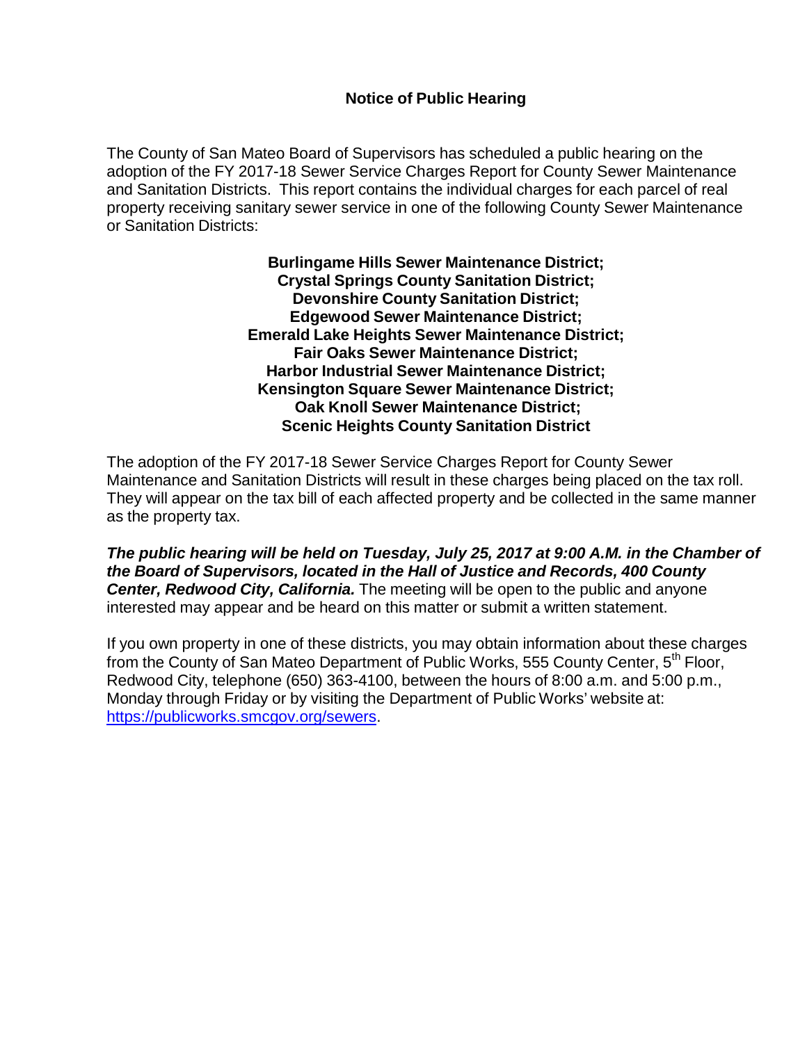## Notice of Public Hearing

The County of San Mateo Board of Supervisors has scheduled a public hearing on the adoption of the FY 2017-18 Sewer Service Charges Report for County Sewer Maintenance and Sanitation Districts. This report contains the individual charges for each parcel of real property receiving sanitary sewer service in one of the following County Sewer Maintenance or Sanitation Districts:

**Burlingame Hills Sewer Maintenance District;**
**Crystal Springs County Sanitation District;**
**Devonshire County Sanitation District;**
**Edgewood Sewer Maintenance District;**
**Emerald Lake Heights Sewer Maintenance District;**
**Fair Oaks Sewer Maintenance District;**
**Harbor Industrial Sewer Maintenance District;**
**Kensington Square Sewer Maintenance District;**
**Oak Knoll Sewer Maintenance District;**
**Scenic Heights County Sanitation District**

The adoption of the FY 2017-18 Sewer Service Charges Report for County Sewer Maintenance and Sanitation Districts will result in these charges being placed on the tax roll. They will appear on the tax bill of each affected property and be collected in the same manner as the property tax.

***The public hearing will be held on Tuesday, July 25, 2017 at 9:00 A.M. in the Chamber of the Board of Supervisors, located in the Hall of Justice and Records, 400 County Center, Redwood City, California.*** The meeting will be open to the public and anyone interested may appear and be heard on this matter or submit a written statement.

If you own property in one of these districts, you may obtain information about these charges from the County of San Mateo Department of Public Works, 555 County Center, 5th Floor, Redwood City, telephone (650) 363-4100, between the hours of 8:00 a.m. and 5:00 p.m., Monday through Friday or by visiting the Department of Public Works' website at: [https://publicworks.smcgov.org/sewers](https://publicworks.smcgov.org/sewers).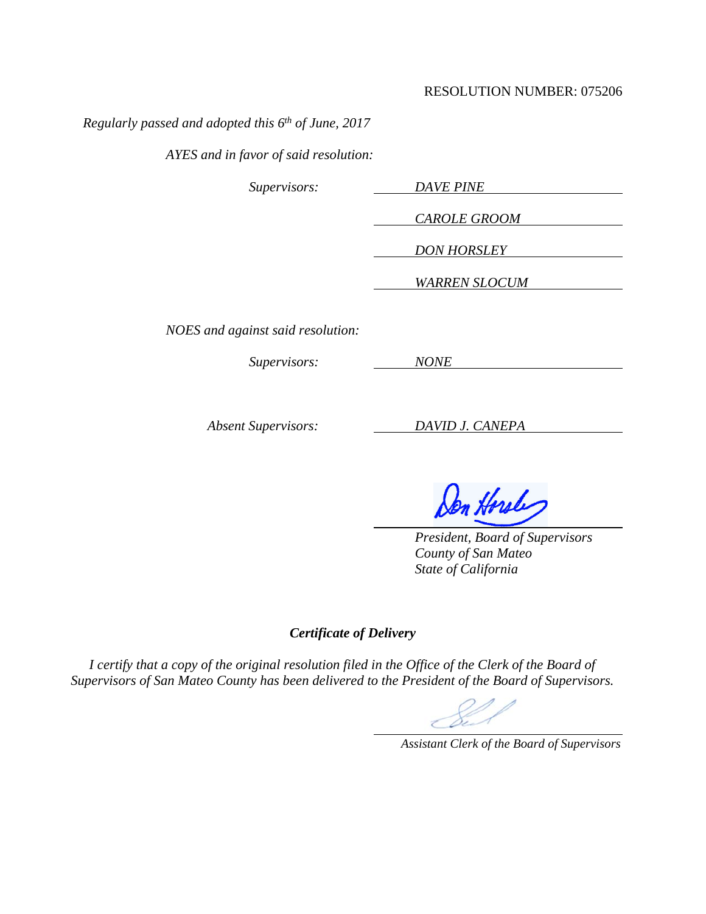RESOLUTION NUMBER: 075206

*Regularly passed and adopted this 6th of June, 2017*

*AYES and in favor of said resolution:*

| | |
|---|---|
| *Supervisors:* | *DAVE PINE* |
| | *CAROLE GROOM* |
| | *DON HORSLEY* |
| | *WARREN SLOCUM* |

*NOES and against said resolution:*

| | |
|---|---|
| *Supervisors:* | *NONE* |

| | |
|---|---|
| *Absent Supervisors:* | *DAVID J. CANEPA* |

*President, Board of Supervisors*
*County of San Mateo*
*State of California*

***Certificate of Delivery***

*I certify that a copy of the original resolution filed in the Office of the Clerk of the Board of Supervisors of San Mateo County has been delivered to the President of the Board of Supervisors.*

*Assistant Clerk of the Board of Supervisors*